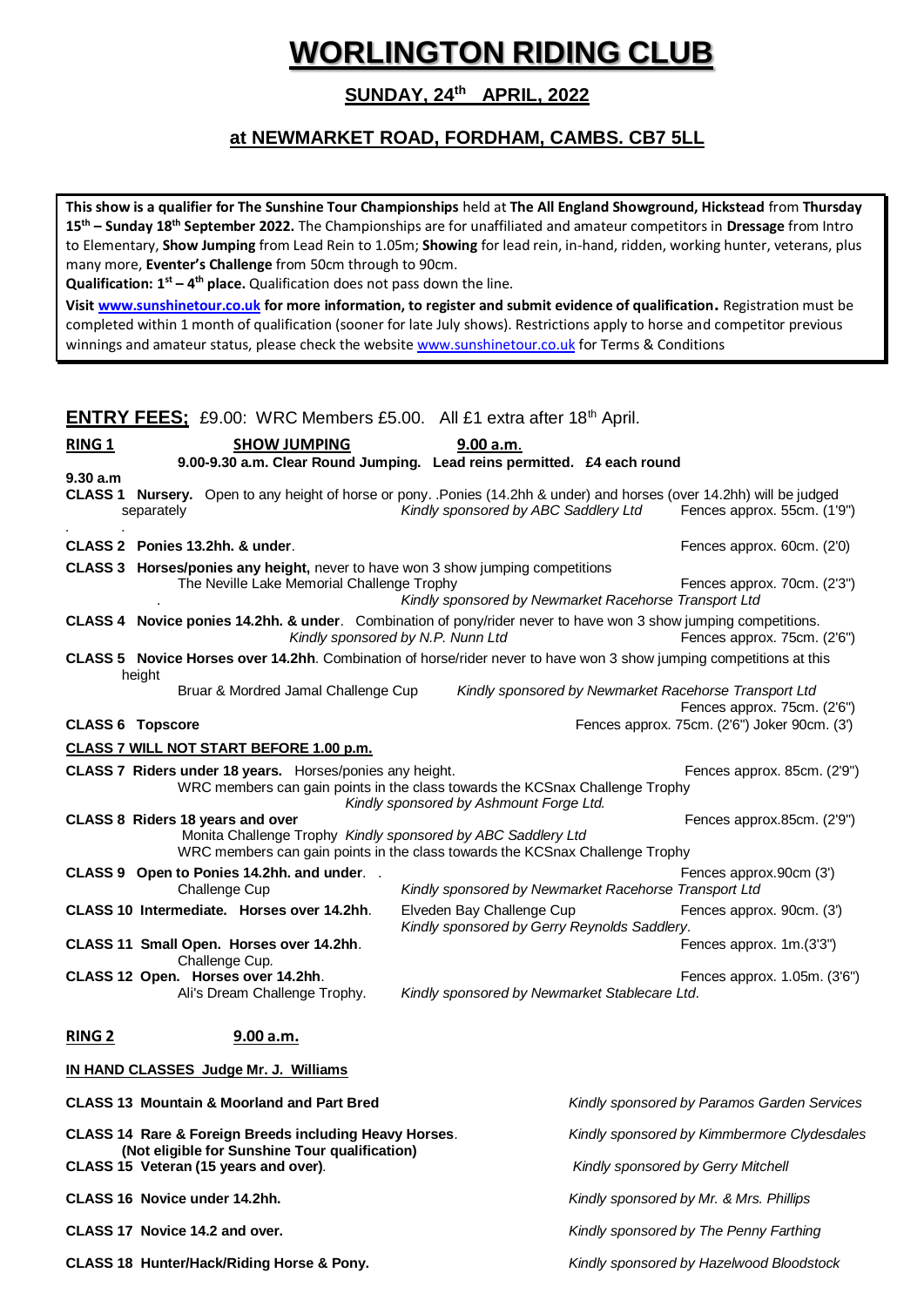# WORLINGTON RIDING CLUB

## SUNDAY, 24th APRIL, 2022

## at NEWMARKET ROAD, FORDHAM, CAMBS. CB7 5LL

**This show is a qualifier for The Sunshine Tour Championships** held at **The All England Showground, Hickstead** from **Thursday 15th – Sunday 18th September 2022.** The Championships are for unaffiliated and amateur competitors in **Dressage** from Intro to Elementary, **Show Jumping** from Lead Rein to 1.05m; **Showing** for lead rein, in-hand, ridden, working hunter, veterans, plus many more, **Eventer's Challenge** from 50cm through to 90cm.

**Qualification: 1st – 4th place.** Qualification does not pass down the line.

**Visit www.sunshinetour.co.uk for more information, to register and submit evidence of qualification.** Registration must be completed within 1 month of qualification (sooner for late July shows). Restrictions apply to horse and competitor previous winnings and amateur status, please check the website www.sunshinetour.co.uk for Terms & Conditions

**ENTRY FEES;** £9.00: WRC Members £5.00. All £1 extra after 18th April.

**RING 1** **SHOW JUMPING** **9.00 a.m.**

**9.00-9.30 a.m. Clear Round Jumping. Lead reins permitted. £4 each round**

**9.30 a.m**

**CLASS 1 Nursery.** Open to any height of horse or pony. Ponies (14.2hh & under) and horses (over 14.2hh) will be judged separately — *Kindly sponsored by ABC Saddlery Ltd* — Fences approx. 55cm. (1'9")

**CLASS 2 Ponies 13.2hh. & under**. — Fences approx. 60cm. (2'0)

**CLASS 3 Horses/ponies any height,** never to have won 3 show jumping competitions
The Neville Lake Memorial Challenge Trophy — Fences approx. 70cm. (2'3")
*Kindly sponsored by Newmarket Racehorse Transport Ltd*

**CLASS 4 Novice ponies 14.2hh. & under**. Combination of pony/rider never to have won 3 show jumping competitions.
*Kindly sponsored by N.P. Nunn Ltd* — Fences approx. 75cm. (2'6")

**CLASS 5 Novice Horses over 14.2hh**. Combination of horse/rider never to have won 3 show jumping competitions at this height
Bruar & Mordred Jamal Challenge Cup — *Kindly sponsored by Newmarket Racehorse Transport Ltd* — Fences approx. 75cm. (2'6")

**CLASS 6 Topscore** — Fences approx. 75cm. (2'6") Joker 90cm. (3')

**CLASS 7 WILL NOT START BEFORE 1.00 p.m.**

**CLASS 7 Riders under 18 years.** Horses/ponies any height. — Fences approx. 85cm. (2'9")
WRC members can gain points in the class towards the KCSnax Challenge Trophy
*Kindly sponsored by Ashmount Forge Ltd.*

**CLASS 8 Riders 18 years and over** — Fences approx.85cm. (2'9")
Monita Challenge Trophy *Kindly sponsored by ABC Saddlery Ltd*
WRC members can gain points in the class towards the KCSnax Challenge Trophy

**CLASS 9 Open to Ponies 14.2hh. and under**. — Fences approx.90cm (3')
Challenge Cup — *Kindly sponsored by Newmarket Racehorse Transport Ltd*

**CLASS 10 Intermediate. Horses over 14.2hh**. — Elveden Bay Challenge Cup — Fences approx. 90cm. (3')
*Kindly sponsored by Gerry Reynolds Saddlery*.

**CLASS 11 Small Open. Horses over 14.2hh**. — Fences approx. 1m.(3'3")
Challenge Cup.

**CLASS 12 Open. Horses over 14.2hh**. — Fences approx. 1.05m. (3'6")
Ali's Dream Challenge Trophy. — *Kindly sponsored by Newmarket Stablecare Ltd.*

**RING 2** **9.00 a.m.**

**IN HAND CLASSES Judge Mr. J. Williams**

**CLASS 13 Mountain & Moorland and Part Bred** — *Kindly sponsored by Paramos Garden Services*

**CLASS 14 Rare & Foreign Breeds including Heavy Horses**. — *Kindly sponsored by Kimmbermore Clydesdales*
**(Not eligible for Sunshine Tour qualification)**

**CLASS 15 Veteran (15 years and over)**. — *Kindly sponsored by Gerry Mitchell*

**CLASS 16 Novice under 14.2hh.** — *Kindly sponsored by Mr. & Mrs. Phillips*

**CLASS 17 Novice 14.2 and over.** — *Kindly sponsored by The Penny Farthing*

**CLASS 18 Hunter/Hack/Riding Horse & Pony.** — *Kindly sponsored by Hazelwood Bloodstock*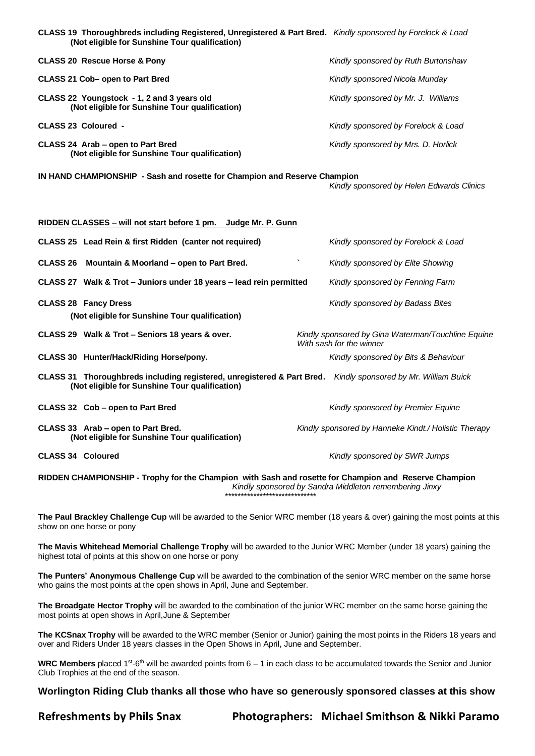**CLASS 19 Thoroughbreds including Registered, Unregistered & Part Bred.** *Kindly sponsored by Forelock & Load*
**(Not eligible for Sunshine Tour qualification)**

**CLASS 20 Rescue Horse & Pony** *Kindly sponsored by Ruth Burtonshaw*

**CLASS 21 Cob– open to Part Bred** *Kindly sponsored Nicola Munday*

**CLASS 22 Youngstock - 1, 2 and 3 years old** *Kindly sponsored by Mr. J. Williams*
**(Not eligible for Sunshine Tour qualification)**

**CLASS 23 Coloured -** *Kindly sponsored by Forelock & Load*

**CLASS 24 Arab – open to Part Bred** *Kindly sponsored by Mrs. D. Horlick*
**(Not eligible for Sunshine Tour qualification)**

**IN HAND CHAMPIONSHIP - Sash and rosette for Champion and Reserve Champion**
*Kindly sponsored by Helen Edwards Clinics*

**RIDDEN CLASSES – will not start before 1 pm. Judge Mr. P. Gunn**

**CLASS 25 Lead Rein & first Ridden (canter not required)** *Kindly sponsored by Forelock & Load*

**CLASS 26 Mountain & Moorland – open to Part Bred.** *Kindly sponsored by Elite Showing*

**CLASS 27 Walk & Trot – Juniors under 18 years – lead rein permitted** *Kindly sponsored by Fenning Farm*

**CLASS 28 Fancy Dress** *Kindly sponsored by Badass Bites*
**(Not eligible for Sunshine Tour qualification)**

**CLASS 29 Walk & Trot – Seniors 18 years & over.** *Kindly sponsored by Gina Waterman/Touchline Equine With sash for the winner*

**CLASS 30 Hunter/Hack/Riding Horse/pony.** *Kindly sponsored by Bits & Behaviour*

**CLASS 31 Thoroughbreds including registered, unregistered & Part Bred.** *Kindly sponsored by Mr. William Buick*
**(Not eligible for Sunshine Tour qualification)**

**CLASS 32 Cob – open to Part Bred** *Kindly sponsored by Premier Equine*

**CLASS 33 Arab – open to Part Bred.** *Kindly sponsored by Hanneke Kindt./ Holistic Therapy*
**(Not eligible for Sunshine Tour qualification)**

**CLASS 34 Coloured** *Kindly sponsored by SWR Jumps*

**RIDDEN CHAMPIONSHIP - Trophy for the Champion with Sash and rosette for Champion and Reserve Champion**
*Kindly sponsored by Sandra Middleton remembering Jinxy*

*****************************

**The Paul Brackley Challenge Cup** will be awarded to the Senior WRC member (18 years & over) gaining the most points at this show on one horse or pony

**The Mavis Whitehead Memorial Challenge Trophy** will be awarded to the Junior WRC Member (under 18 years) gaining the highest total of points at this show on one horse or pony

**The Punters' Anonymous Challenge Cup** will be awarded to the combination of the senior WRC member on the same horse who gains the most points at the open shows in April, June and September.

**The Broadgate Hector Trophy** will be awarded to the combination of the junior WRC member on the same horse gaining the most points at open shows in April,June & September

**The KCSnax Trophy** will be awarded to the WRC member (Senior or Junior) gaining the most points in the Riders 18 years and over and Riders Under 18 years classes in the Open Shows in April, June and September.

**WRC Members** placed 1st-6th will be awarded points from 6 – 1 in each class to be accumulated towards the Senior and Junior Club Trophies at the end of the season.

**Worlington Riding Club thanks all those who have so generously sponsored classes at this show**

**Refreshments by Phils Snax** **Photographers: Michael Smithson & Nikki Paramo**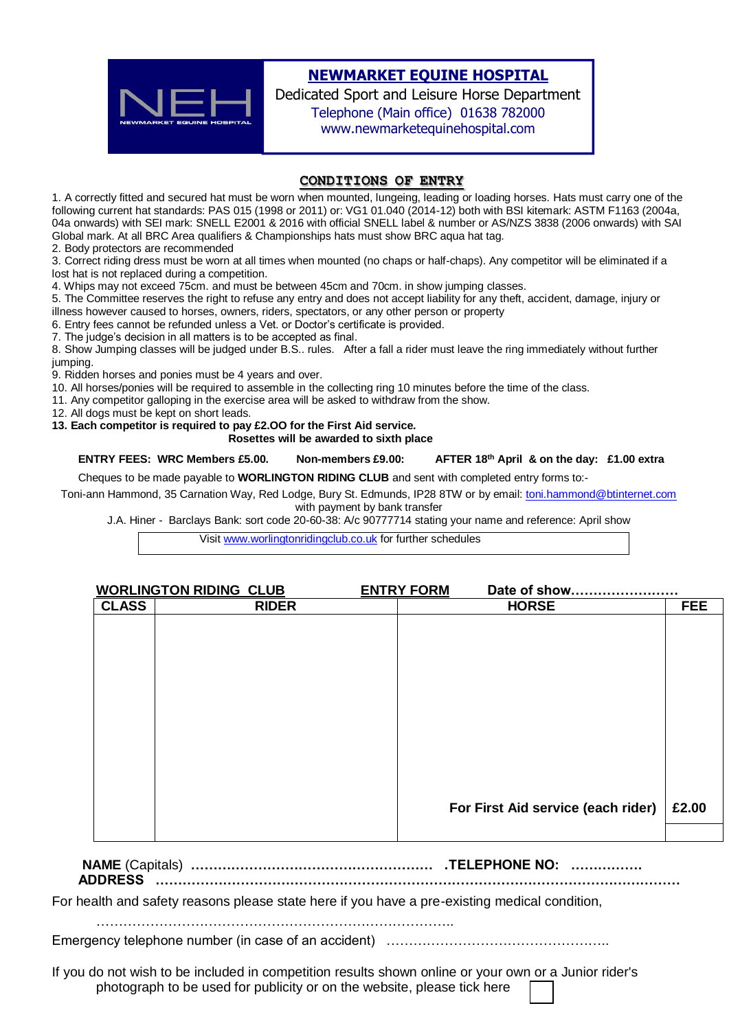NEH
NEWMARKET EQUINE HOSPITAL

**NEWMARKET EQUINE HOSPITAL**
Dedicated Sport and Leisure Horse Department
Telephone (Main office) 01638 782000
www.newmarketequinehospital.com

## CONDITIONS OF ENTRY

1. A correctly fitted and secured hat must be worn when mounted, lungeing, leading or loading horses. Hats must carry one of the following current hat standards: PAS 015 (1998 or 2011) or: VG1 01.040 (2014-12) both with BSI kitemark: ASTM F1163 (2004a, 04a onwards) with SEI mark: SNELL E2001 & 2016 with official SNELL label & number or AS/NZS 3838 (2006 onwards) with SAI Global mark. At all BRC Area qualifiers & Championships hats must show BRC aqua hat tag.
2. Body protectors are recommended
3. Correct riding dress must be worn at all times when mounted (no chaps or half-chaps). Any competitor will be eliminated if a lost hat is not replaced during a competition.
4. Whips may not exceed 75cm. and must be between 45cm and 70cm. in show jumping classes.
5. The Committee reserves the right to refuse any entry and does not accept liability for any theft, accident, damage, injury or illness however caused to horses, owners, riders, spectators, or any other person or property
6. Entry fees cannot be refunded unless a Vet. or Doctor's certificate is provided.
7. The judge's decision in all matters is to be accepted as final.
8. Show Jumping classes will be judged under B.S.. rules. After a fall a rider must leave the ring immediately without further jumping.
9. Ridden horses and ponies must be 4 years and over.
10. All horses/ponies will be required to assemble in the collecting ring 10 minutes before the time of the class.
11. Any competitor galloping in the exercise area will be asked to withdraw from the show.
12. All dogs must be kept on short leads.
13. **Each competitor is required to pay £2.OO for the First Aid service.**

**Rosettes will be awarded to sixth place**

**ENTRY FEES: WRC Members £5.00. Non-members £9.00: AFTER 18th April & on the day: £1.00 extra**

Cheques to be made payable to **WORLINGTON RIDING CLUB** and sent with completed entry forms to:-
Toni-ann Hammond, 35 Carnation Way, Red Lodge, Bury St. Edmunds, IP28 8TW or by email: toni.hammond@btinternet.com
with payment by bank transfer
J.A. Hiner - Barclays Bank: sort code 20-60-38: A/c 90777714 stating your name and reference: April show

Visit www.worlingtonridingclub.co.uk for further schedules

**WORLINGTON RIDING CLUB** **ENTRY FORM** **Date of show……………………**

| CLASS | RIDER | HORSE | FEE |
|---|---|---|---|
| | | | |
| | | **For First Aid service (each rider)** | **£2.00** |
| | | | |

**NAME** (Capitals) ……………………………………………… **.TELEPHONE NO:** …………….
**ADDRESS** …………………………………………………………………………………………………

For health and safety reasons please state here if you have a pre-existing medical condition,

…………………………………………………………………….

Emergency telephone number (in case of an accident) …………………………………………..

If you do not wish to be included in competition results shown online or your own or a Junior rider's photograph to be used for publicity or on the website, please tick here ☐